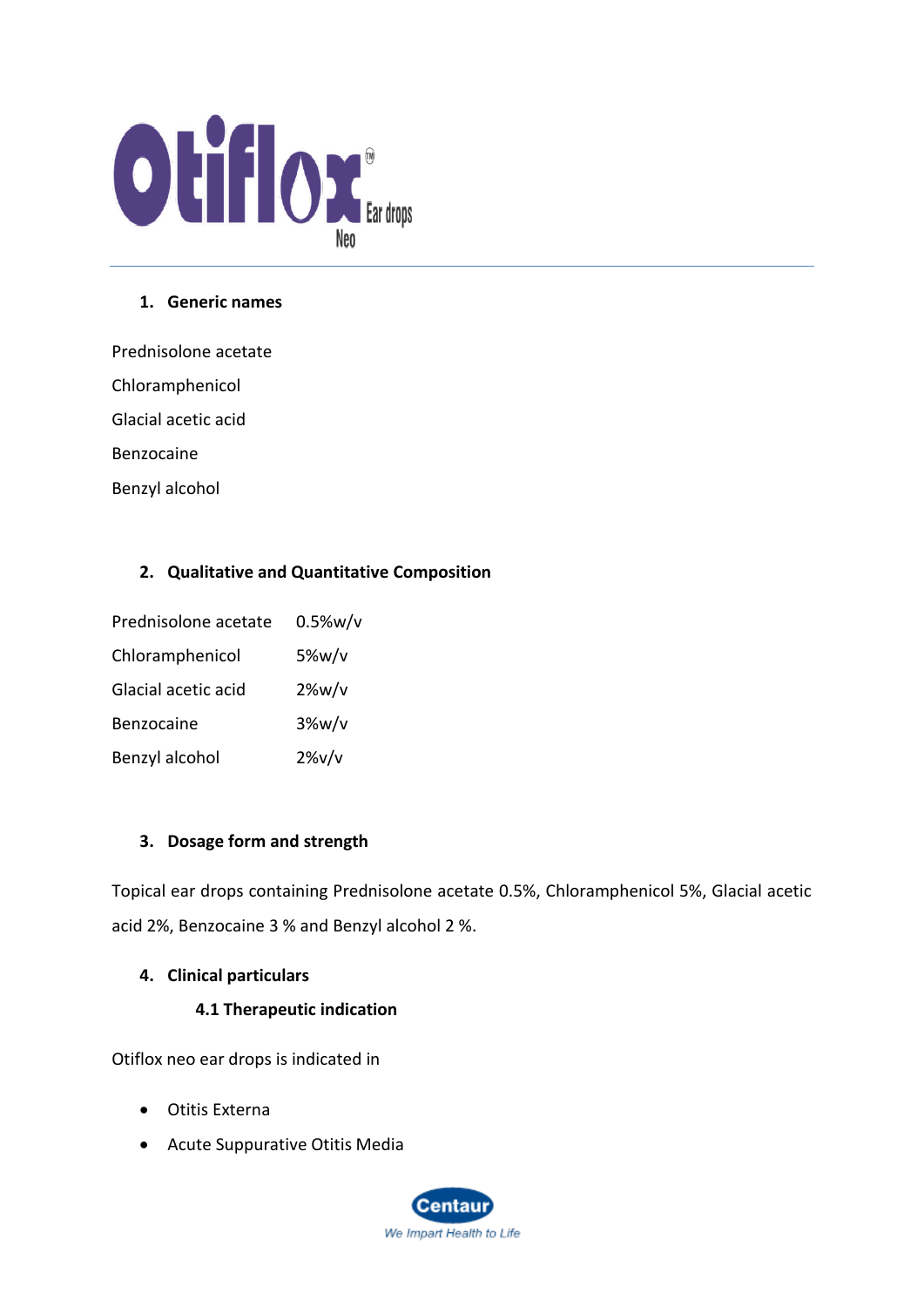# Otiflox® Neo Ear drops

## 1. Generic names

Prednisolone acetate

Chloramphenicol

Glacial acetic acid

Benzocaine

Benzyl alcohol

## 2. Qualitative and Quantitative Composition

| | |
|---|---|
| Prednisolone acetate | 0.5%w/v |
| Chloramphenicol | 5%w/v |
| Glacial acetic acid | 2%w/v |
| Benzocaine | 3%w/v |
| Benzyl alcohol | 2%v/v |

## 3. Dosage form and strength

Topical ear drops containing Prednisolone acetate 0.5%, Chloramphenicol 5%, Glacial acetic acid 2%, Benzocaine 3 % and Benzyl alcohol 2 %.

## 4. Clinical particulars

### 4.1 Therapeutic indication

Otiflox neo ear drops is indicated in

- Otitis Externa
- Acute Suppurative Otitis Media

Centaur
We Impart Health to Life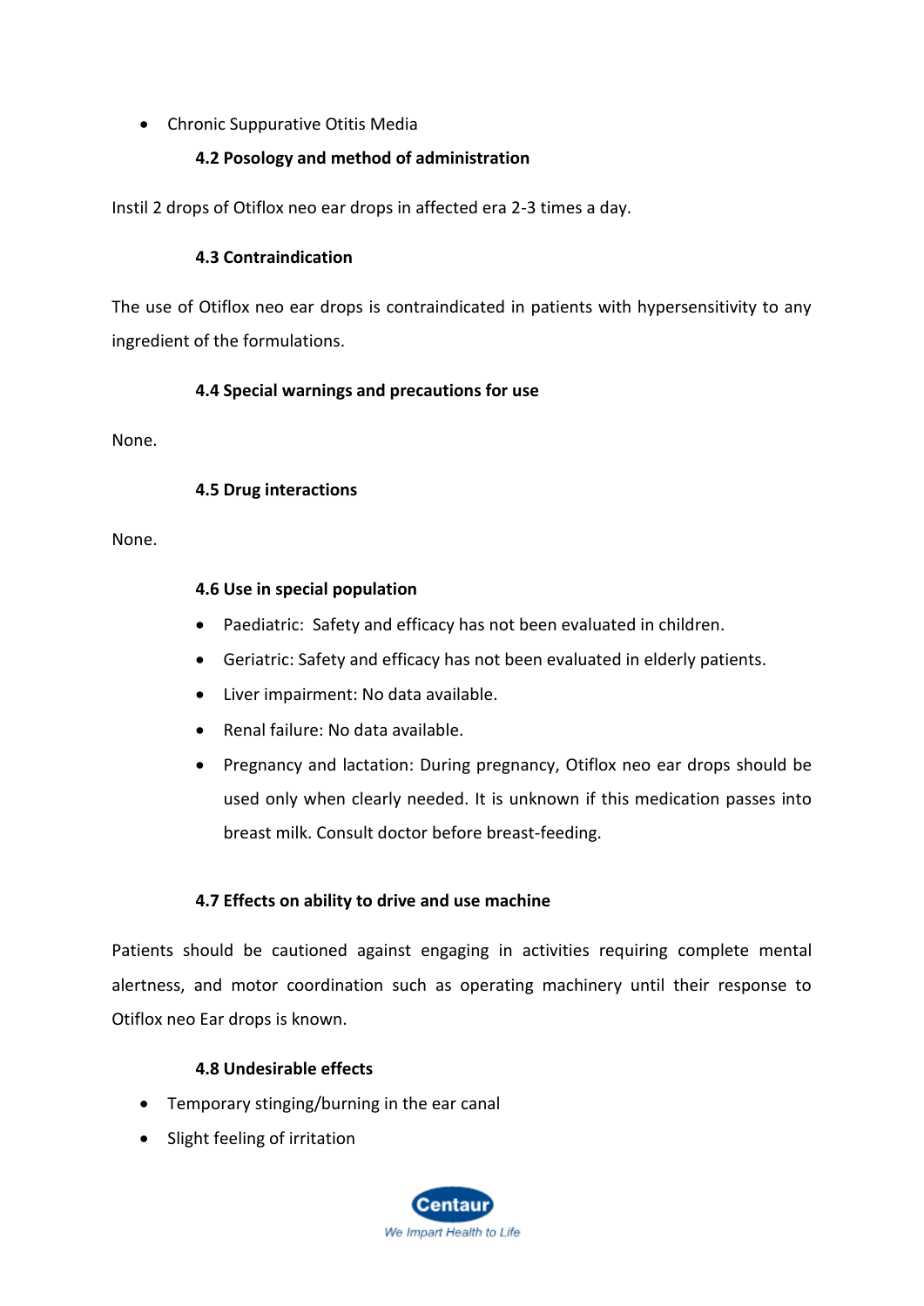- Chronic Suppurative Otitis Media

### 4.2 Posology and method of administration

Instil 2 drops of Otiflox neo ear drops in affected era 2-3 times a day.

### 4.3 Contraindication

The use of Otiflox neo ear drops is contraindicated in patients with hypersensitivity to any ingredient of the formulations.

### 4.4 Special warnings and precautions for use

None.

### 4.5 Drug interactions

None.

### 4.6 Use in special population

- Paediatric: Safety and efficacy has not been evaluated in children.
- Geriatric: Safety and efficacy has not been evaluated in elderly patients.
- Liver impairment: No data available.
- Renal failure: No data available.
- Pregnancy and lactation: During pregnancy, Otiflox neo ear drops should be used only when clearly needed. It is unknown if this medication passes into breast milk. Consult doctor before breast-feeding.

### 4.7 Effects on ability to drive and use machine

Patients should be cautioned against engaging in activities requiring complete mental alertness, and motor coordination such as operating machinery until their response to Otiflox neo Ear drops is known.

### 4.8 Undesirable effects

- Temporary stinging/burning in the ear canal
- Slight feeling of irritation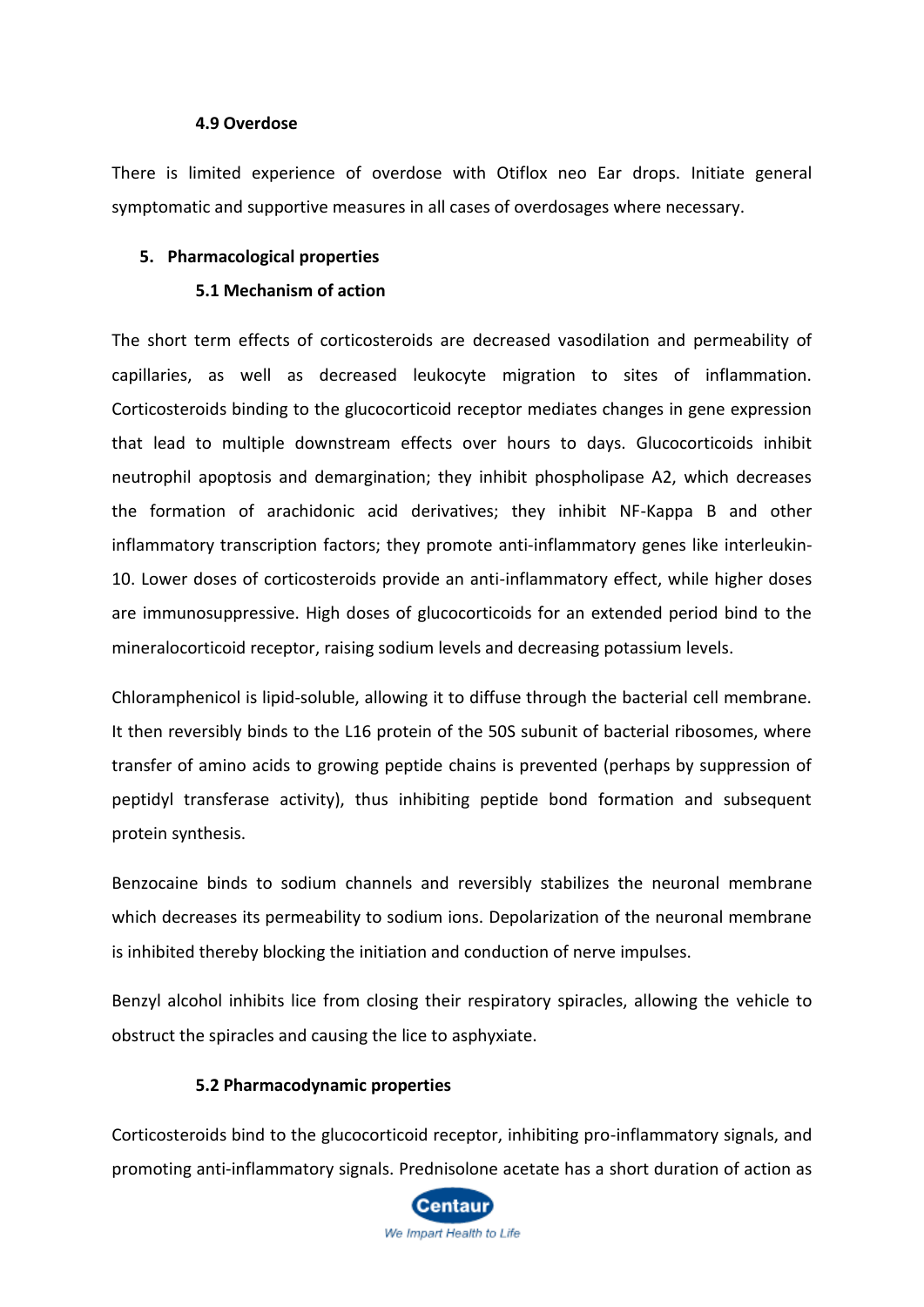### 4.9 Overdose

There is limited experience of overdose with Otiflox neo Ear drops. Initiate general symptomatic and supportive measures in all cases of overdosages where necessary.

## 5. Pharmacological properties

### 5.1 Mechanism of action

The short term effects of corticosteroids are decreased vasodilation and permeability of capillaries, as well as decreased leukocyte migration to sites of inflammation. Corticosteroids binding to the glucocorticoid receptor mediates changes in gene expression that lead to multiple downstream effects over hours to days. Glucocorticoids inhibit neutrophil apoptosis and demargination; they inhibit phospholipase A2, which decreases the formation of arachidonic acid derivatives; they inhibit NF-Kappa B and other inflammatory transcription factors; they promote anti-inflammatory genes like interleukin-10. Lower doses of corticosteroids provide an anti-inflammatory effect, while higher doses are immunosuppressive. High doses of glucocorticoids for an extended period bind to the mineralocorticoid receptor, raising sodium levels and decreasing potassium levels.

Chloramphenicol is lipid-soluble, allowing it to diffuse through the bacterial cell membrane. It then reversibly binds to the L16 protein of the 50S subunit of bacterial ribosomes, where transfer of amino acids to growing peptide chains is prevented (perhaps by suppression of peptidyl transferase activity), thus inhibiting peptide bond formation and subsequent protein synthesis.

Benzocaine binds to sodium channels and reversibly stabilizes the neuronal membrane which decreases its permeability to sodium ions. Depolarization of the neuronal membrane is inhibited thereby blocking the initiation and conduction of nerve impulses.

Benzyl alcohol inhibits lice from closing their respiratory spiracles, allowing the vehicle to obstruct the spiracles and causing the lice to asphyxiate.

### 5.2 Pharmacodynamic properties

Corticosteroids bind to the glucocorticoid receptor, inhibiting pro-inflammatory signals, and promoting anti-inflammatory signals. Prednisolone acetate has a short duration of action as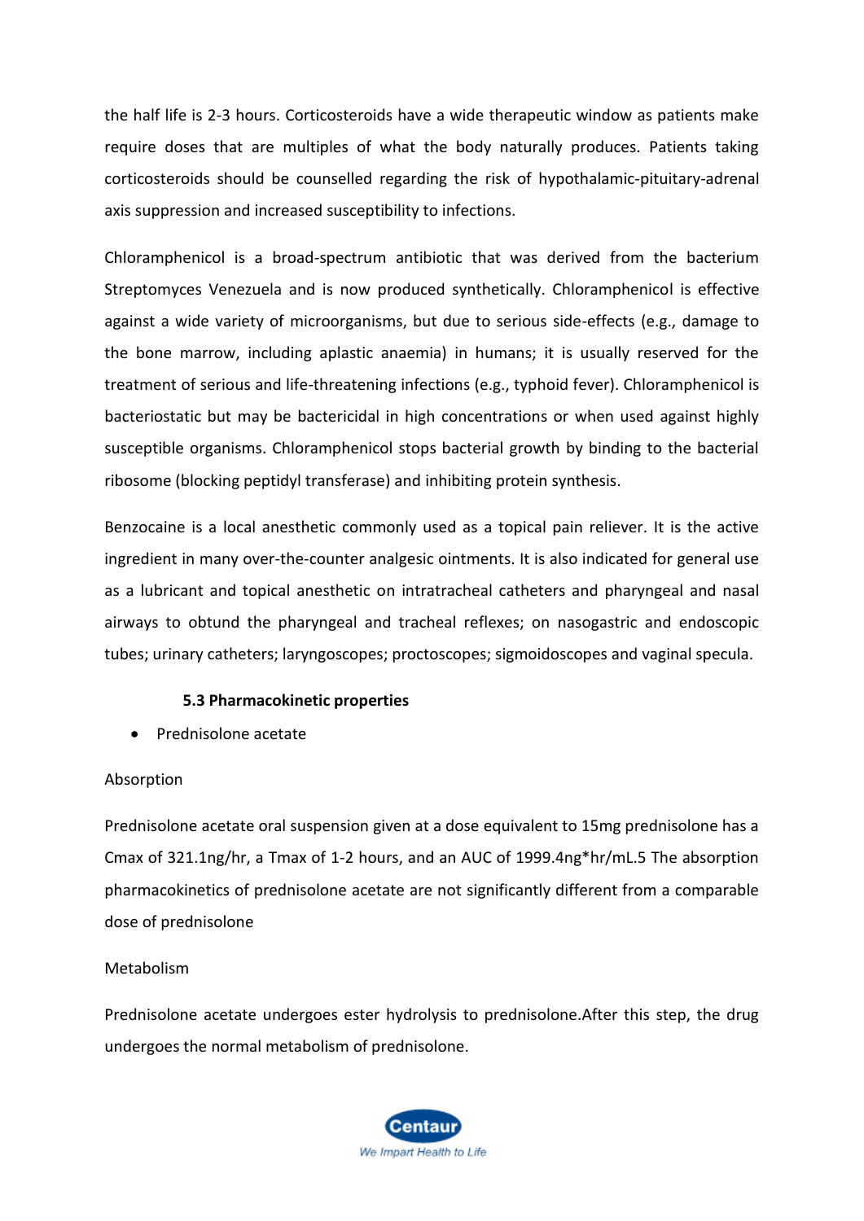the half life is 2-3 hours. Corticosteroids have a wide therapeutic window as patients make require doses that are multiples of what the body naturally produces. Patients taking corticosteroids should be counselled regarding the risk of hypothalamic-pituitary-adrenal axis suppression and increased susceptibility to infections.

Chloramphenicol is a broad-spectrum antibiotic that was derived from the bacterium Streptomyces Venezuela and is now produced synthetically. Chloramphenicol is effective against a wide variety of microorganisms, but due to serious side-effects (e.g., damage to the bone marrow, including aplastic anaemia) in humans; it is usually reserved for the treatment of serious and life-threatening infections (e.g., typhoid fever). Chloramphenicol is bacteriostatic but may be bactericidal in high concentrations or when used against highly susceptible organisms. Chloramphenicol stops bacterial growth by binding to the bacterial ribosome (blocking peptidyl transferase) and inhibiting protein synthesis.

Benzocaine is a local anesthetic commonly used as a topical pain reliever. It is the active ingredient in many over-the-counter analgesic ointments. It is also indicated for general use as a lubricant and topical anesthetic on intratracheal catheters and pharyngeal and nasal airways to obtund the pharyngeal and tracheal reflexes; on nasogastric and endoscopic tubes; urinary catheters; laryngoscopes; proctoscopes; sigmoidoscopes and vaginal specula.

**5.3 Pharmacokinetic properties**

- Prednisolone acetate

Absorption

Prednisolone acetate oral suspension given at a dose equivalent to 15mg prednisolone has a Cmax of 321.1ng/hr, a Tmax of 1-2 hours, and an AUC of 1999.4ng*hr/mL.5 The absorption pharmacokinetics of prednisolone acetate are not significantly different from a comparable dose of prednisolone

Metabolism

Prednisolone acetate undergoes ester hydrolysis to prednisolone.After this step, the drug undergoes the normal metabolism of prednisolone.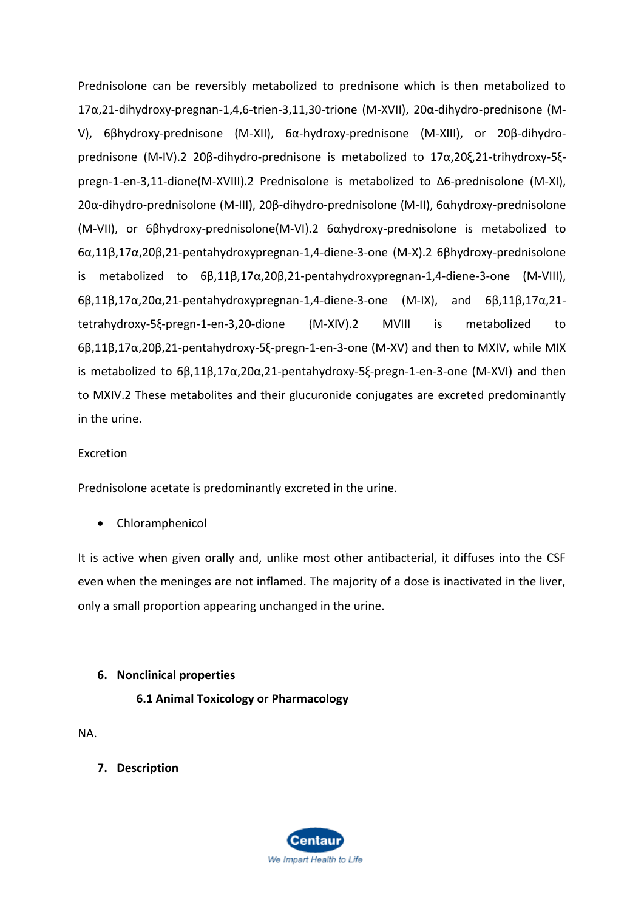Prednisolone can be reversibly metabolized to prednisone which is then metabolized to 17α,21-dihydroxy-pregnan-1,4,6-trien-3,11,30-trione (M-XVII), 20α-dihydro-prednisone (M-V), 6βhydroxy-prednisone (M-XII), 6α-hydroxy-prednisone (M-XIII), or 20β-dihydro-prednisone (M-IV).2 20β-dihydro-prednisone is metabolized to 17α,20ξ,21-trihydroxy-5ξ-pregn-1-en-3,11-dione(M-XVIII).2 Prednisolone is metabolized to Δ6-prednisolone (M-XI), 20α-dihydro-prednisolone (M-III), 20β-dihydro-prednisolone (M-II), 6αhydroxy-prednisolone (M-VII), or 6βhydroxy-prednisolone(M-VI).2 6αhydroxy-prednisolone is metabolized to 6α,11β,17α,20β,21-pentahydroxypregnan-1,4-diene-3-one (M-X).2 6βhydroxy-prednisolone is metabolized to 6β,11β,17α,20β,21-pentahydroxypregnan-1,4-diene-3-one (M-VIII), 6β,11β,17α,20α,21-pentahydroxypregnan-1,4-diene-3-one (M-IX), and 6β,11β,17α,21-tetrahydroxy-5ξ-pregn-1-en-3,20-dione (M-XIV).2 MVIII is metabolized to 6β,11β,17α,20β,21-pentahydroxy-5ξ-pregn-1-en-3-one (M-XV) and then to MXIV, while MIX is metabolized to 6β,11β,17α,20α,21-pentahydroxy-5ξ-pregn-1-en-3-one (M-XVI) and then to MXIV.2 These metabolites and their glucuronide conjugates are excreted predominantly in the urine.

Excretion

Prednisolone acetate is predominantly excreted in the urine.

- Chloramphenicol

It is active when given orally and, unlike most other antibacterial, it diffuses into the CSF even when the meninges are not inflamed. The majority of a dose is inactivated in the liver, only a small proportion appearing unchanged in the urine.

## 6. Nonclinical properties

### 6.1 Animal Toxicology or Pharmacology

NA.

## 7. Description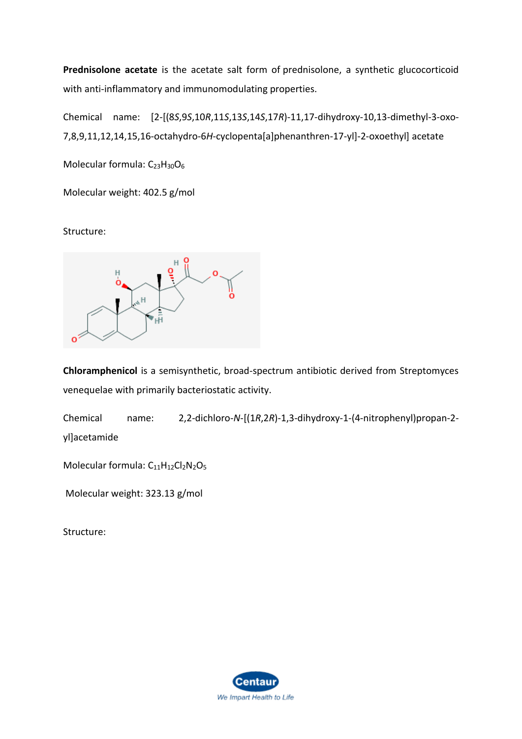**Prednisolone acetate** is the acetate salt form of prednisolone, a synthetic glucocorticoid with anti-inflammatory and immunomodulating properties.

Chemical name: [2-[(8*S*,9*S*,10*R*,11*S*,13*S*,14*S*,17*R*)-11,17-dihydroxy-10,13-dimethyl-3-oxo-7,8,9,11,12,14,15,16-octahydro-6*H*-cyclopenta[a]phenanthren-17-yl]-2-oxoethyl] acetate

Molecular formula: $C_{23}H_{30}O_6$

Molecular weight: 402.5 g/mol

Structure:

**Chloramphenicol** is a semisynthetic, broad-spectrum antibiotic derived from Streptomyces venequelae with primarily bacteriostatic activity.

Chemical name: 2,2-dichloro-*N*-[(1*R*,2*R*)-1,3-dihydroxy-1-(4-nitrophenyl)propan-2-yl]acetamide

Molecular formula: $C_{11}H_{12}Cl_2N_2O_5$

Molecular weight: 323.13 g/mol

Structure: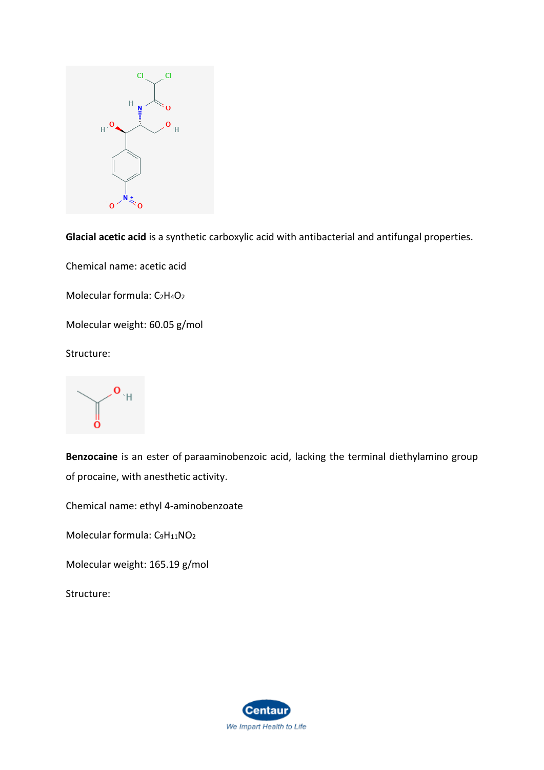**Glacial acetic acid** is a synthetic carboxylic acid with antibacterial and antifungal properties.

Chemical name: acetic acid

Molecular formula: $C_2H_4O_2$

Molecular weight: 60.05 g/mol

Structure:

**Benzocaine** is an ester of paraaminobenzoic acid, lacking the terminal diethylamino group of procaine, with anesthetic activity.

Chemical name: ethyl 4-aminobenzoate

Molecular formula: $C_9H_{11}NO_2$

Molecular weight: 165.19 g/mol

Structure: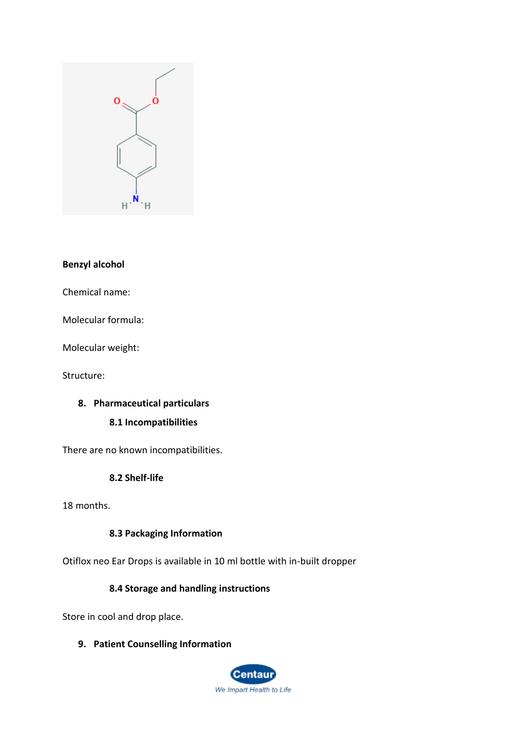**Benzyl alcohol**

Chemical name:

Molecular formula:

Molecular weight:

Structure:

## 8. Pharmaceutical particulars

### 8.1 Incompatibilities

There are no known incompatibilities.

### 8.2 Shelf-life

18 months.

### 8.3 Packaging Information

Otiflox neo Ear Drops is available in 10 ml bottle with in-built dropper

### 8.4 Storage and handling instructions

Store in cool and drop place.

## 9. Patient Counselling Information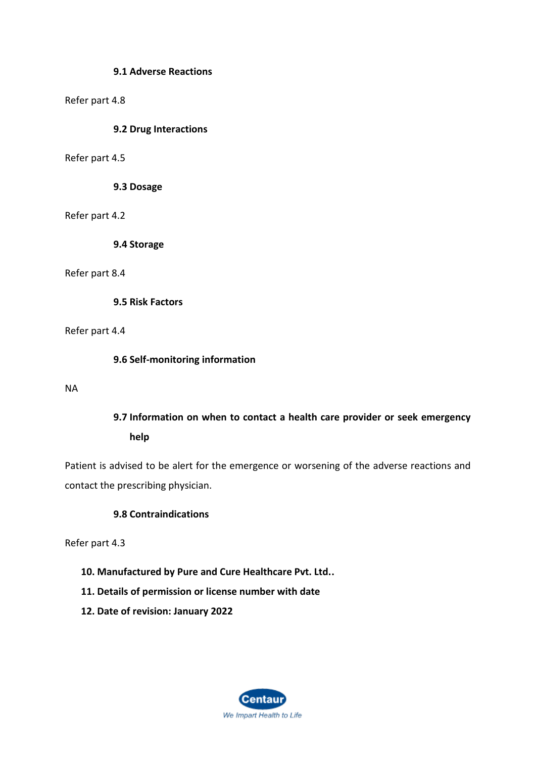### 9.1 Adverse Reactions

Refer part 4.8

### 9.2 Drug Interactions

Refer part 4.5

### 9.3 Dosage

Refer part 4.2

### 9.4 Storage

Refer part 8.4

### 9.5 Risk Factors

Refer part 4.4

### 9.6 Self-monitoring information

NA

### 9.7 Information on when to contact a health care provider or seek emergency help

Patient is advised to be alert for the emergence or worsening of the adverse reactions and contact the prescribing physician.

### 9.8 Contraindications

Refer part 4.3

## 10. Manufactured by Pure and Cure Healthcare Pvt. Ltd..

## 11. Details of permission or license number with date

## 12. Date of revision: January 2022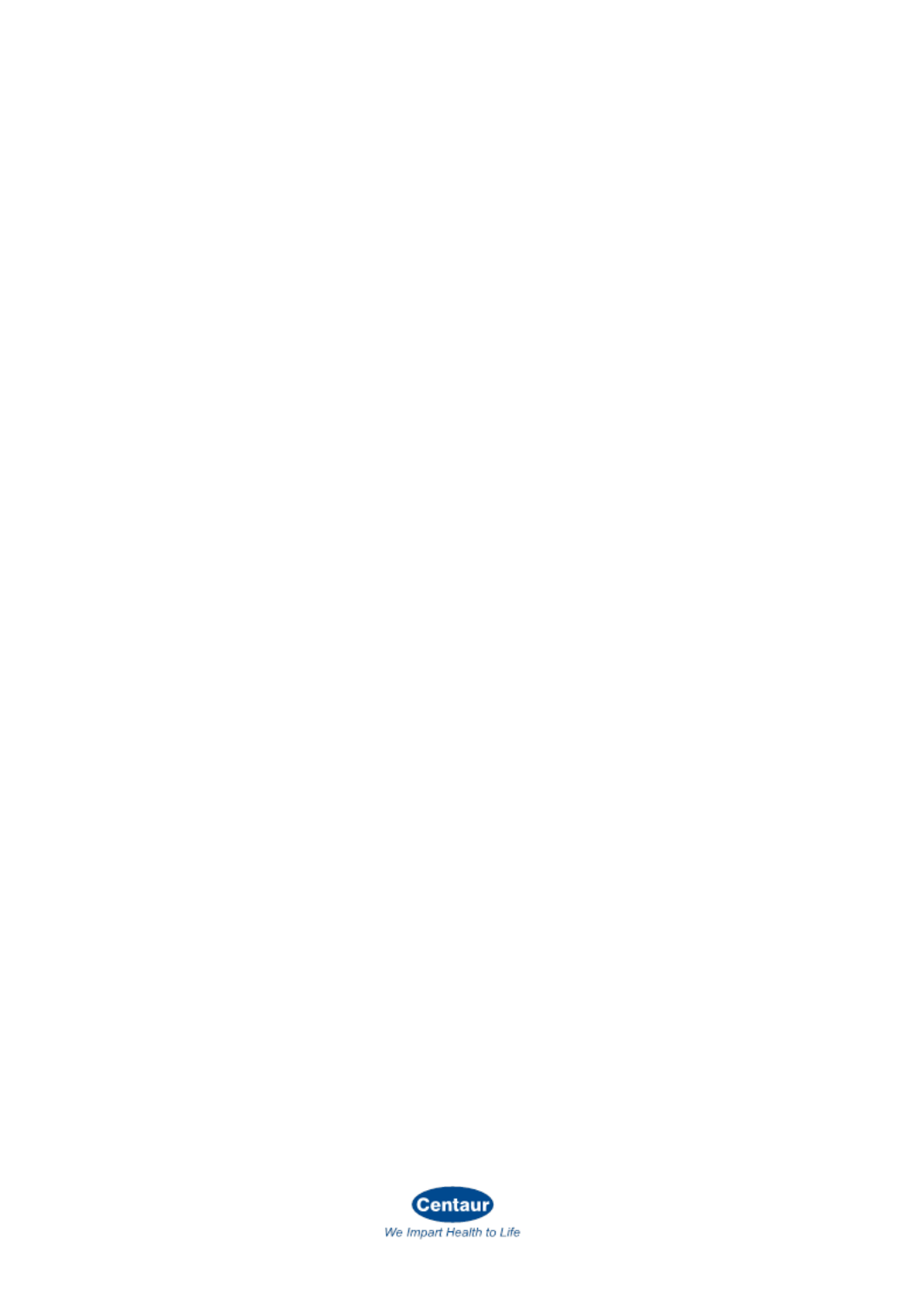Centaur

*We Impart Health to Life*